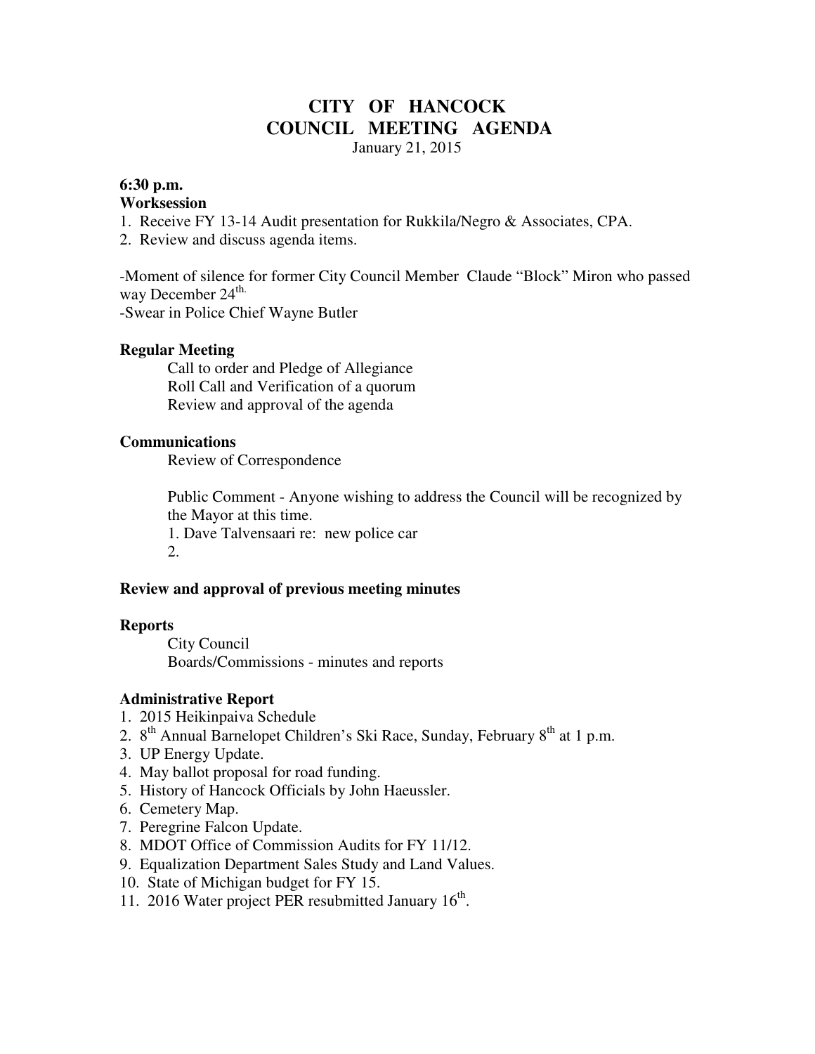# CITY OF HANCOCK
# COUNCIL MEETING AGENDA

January 21, 2015

**6:30 p.m.**
**Worksession**

1. Receive FY 13-14 Audit presentation for Rukkila/Negro & Associates, CPA.
2. Review and discuss agenda items.

-Moment of silence for former City Council Member Claude "Block" Miron who passed way December 24th.
-Swear in Police Chief Wayne Butler

**Regular Meeting**

Call to order and Pledge of Allegiance
Roll Call and Verification of a quorum
Review and approval of the agenda

**Communications**

Review of Correspondence

Public Comment - Anyone wishing to address the Council will be recognized by the Mayor at this time.
1. Dave Talvensaari re: new police car
2.

**Review and approval of previous meeting minutes**

**Reports**

City Council
Boards/Commissions - minutes and reports

**Administrative Report**

1. 2015 Heikinpaiva Schedule
2. 8th Annual Barnelopet Children's Ski Race, Sunday, February 8th at 1 p.m.
3. UP Energy Update.
4. May ballot proposal for road funding.
5. History of Hancock Officials by John Haeussler.
6. Cemetery Map.
7. Peregrine Falcon Update.
8. MDOT Office of Commission Audits for FY 11/12.
9. Equalization Department Sales Study and Land Values.
10. State of Michigan budget for FY 15.
11. 2016 Water project PER resubmitted January 16th.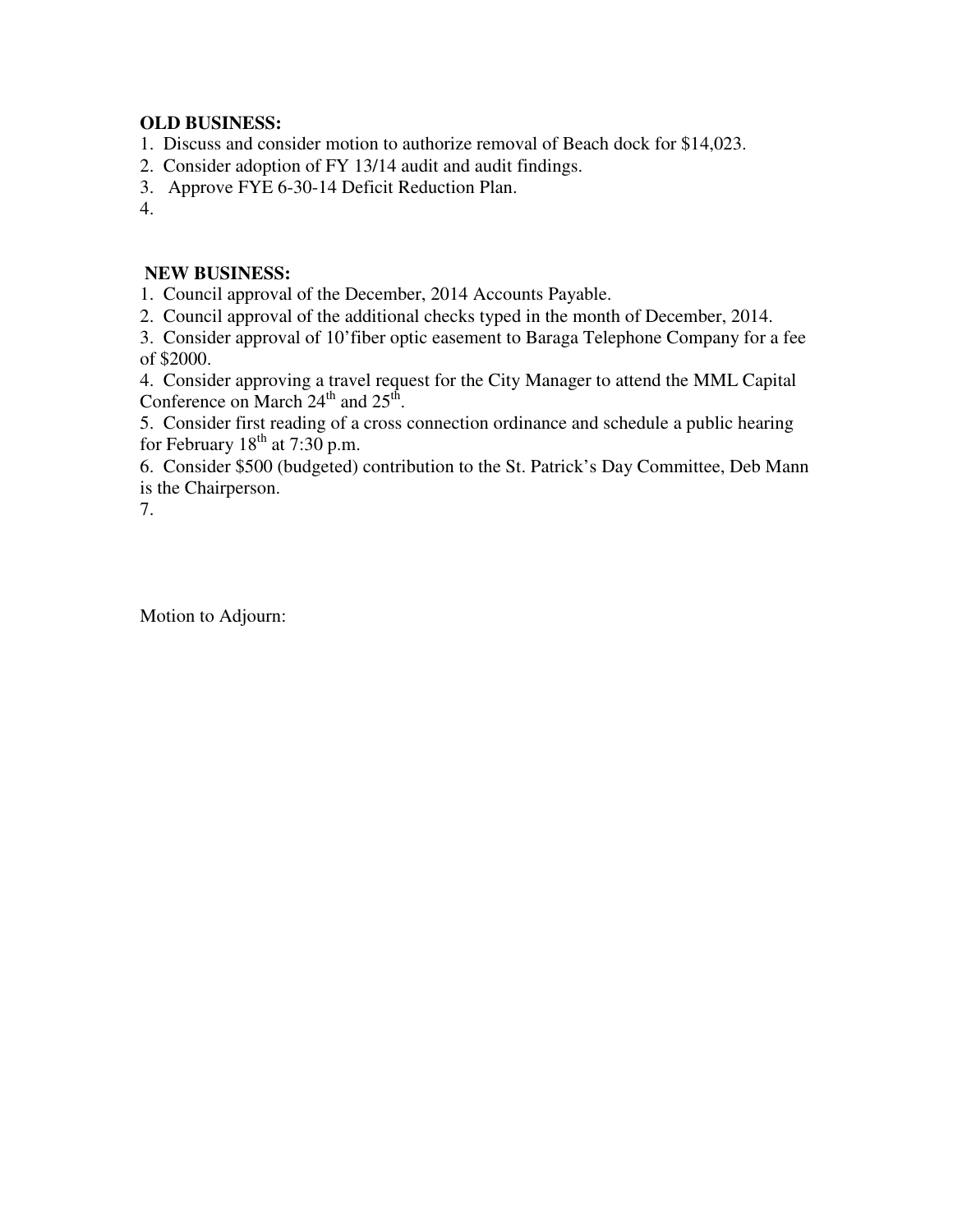**OLD BUSINESS:**

1. Discuss and consider motion to authorize removal of Beach dock for $14,023.
2. Consider adoption of FY 13/14 audit and audit findings.
3. Approve FYE 6-30-14 Deficit Reduction Plan.
4.

**NEW BUSINESS:**

1. Council approval of the December, 2014 Accounts Payable.
2. Council approval of the additional checks typed in the month of December, 2014.
3. Consider approval of 10'fiber optic easement to Baraga Telephone Company for a fee of $2000.
4. Consider approving a travel request for the City Manager to attend the MML Capital Conference on March 24th and 25th.
5. Consider first reading of a cross connection ordinance and schedule a public hearing for February 18th at 7:30 p.m.
6. Consider $500 (budgeted) contribution to the St. Patrick's Day Committee, Deb Mann is the Chairperson.
7.

Motion to Adjourn: